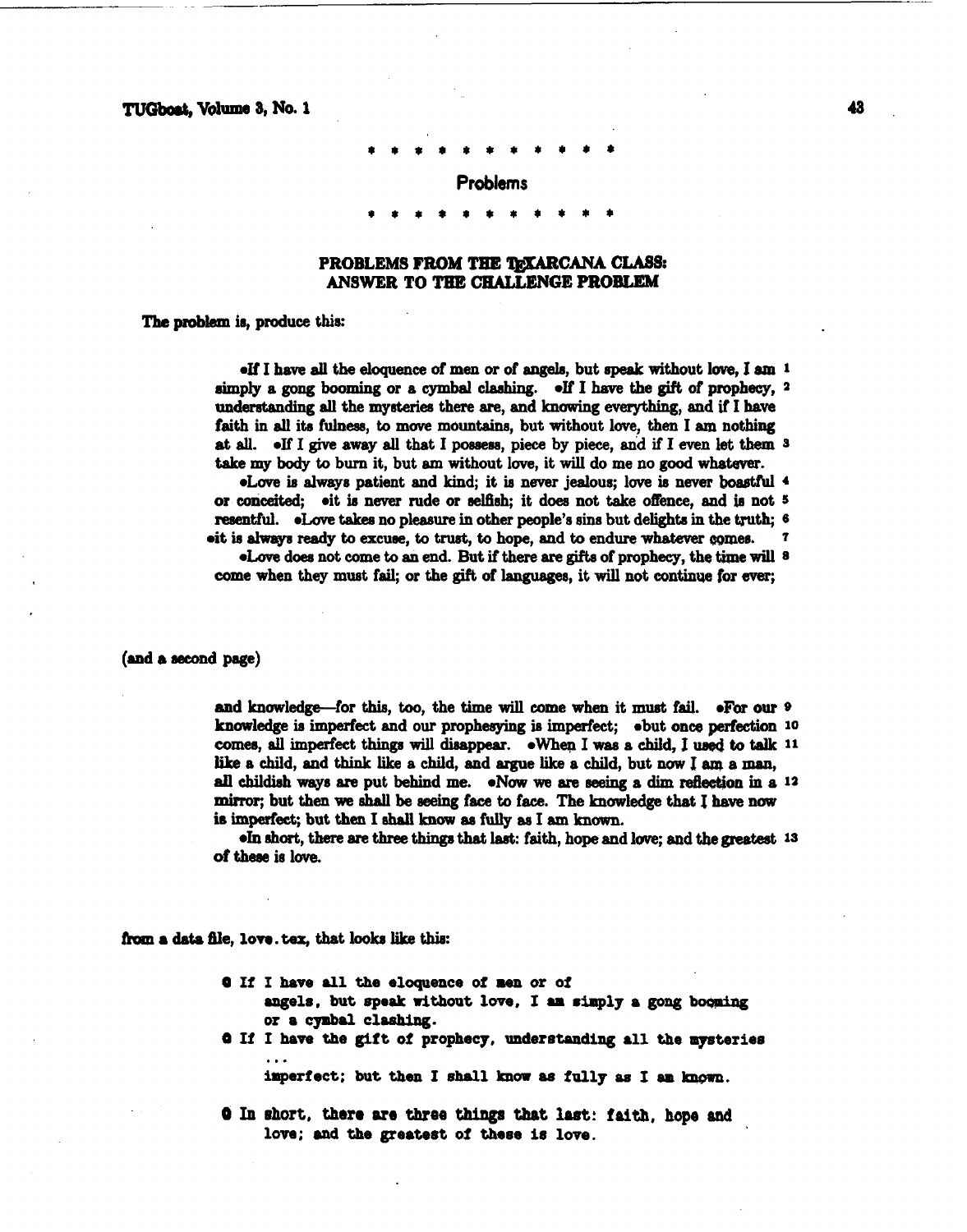\* \* \* \* \* \* \* \* \* \* \*

## Problems

\* \* \* \* \* \* \* \* \* \* \*

### PROBLEMS FROM THE TEXARCANA CLASS: ANSWER TO THE CHALLENGE PROBLEM

The problem is, produce this:

> •If I have all the eloquence of men or of angels, but speak without love, I am simply a gong booming or a cymbal clashing. •If I have the gift of prophecy, understanding all the mysteries there are, and knowing everything, and if I have faith in all its fulness, to move mountains, but without love, then I am nothing at all. •If I give away all that I possess, piece by piece, and if I even let them take my body to burn it, but am without love, it will do me no good whatever. 1 2 3
>
> •Love is always patient and kind; it is never jealous; love is never boastful or conceited; •it is never rude or selfish; it does not take offence, and is not resentful. •Love takes no pleasure in other people's sins but delights in the truth; •it is always ready to excuse, to trust, to hope, and to endure whatever comes. 4 5 6 7
>
> •Love does not come to an end. But if there are gifts of prophecy, the time will come when they must fail; or the gift of languages, it will not continue for ever; 8

(and a second page)

> and knowledge—for this, too, the time will come when it must fail. •For our knowledge is imperfect and our prophesying is imperfect; •but once perfection comes, all imperfect things will disappear. •When I was a child, I used to talk like a child, and think like a child, and argue like a child, but now I am a man, all childish ways are put behind me. •Now we are seeing a dim reflection in a mirror; but then we shall be seeing face to face. The knowledge that I have now is imperfect; but then I shall know as fully as I am known. 9 10 11 12
>
> •In short, there are three things that last: faith, hope and love; and the greatest of these is love. 13

from a data file, `love.tex`, that looks like this:

```
@ If I have all the eloquence of men or of
    angels, but speak without love, I am simply a gong booming
    or a cymbal clashing.
@ If I have the gift of prophecy, understanding all the mysteries
    ...
    imperfect; but then I shall know as fully as I am known.

@ In short, there are three things that last: faith, hope and
    love; and the greatest of these is love.
```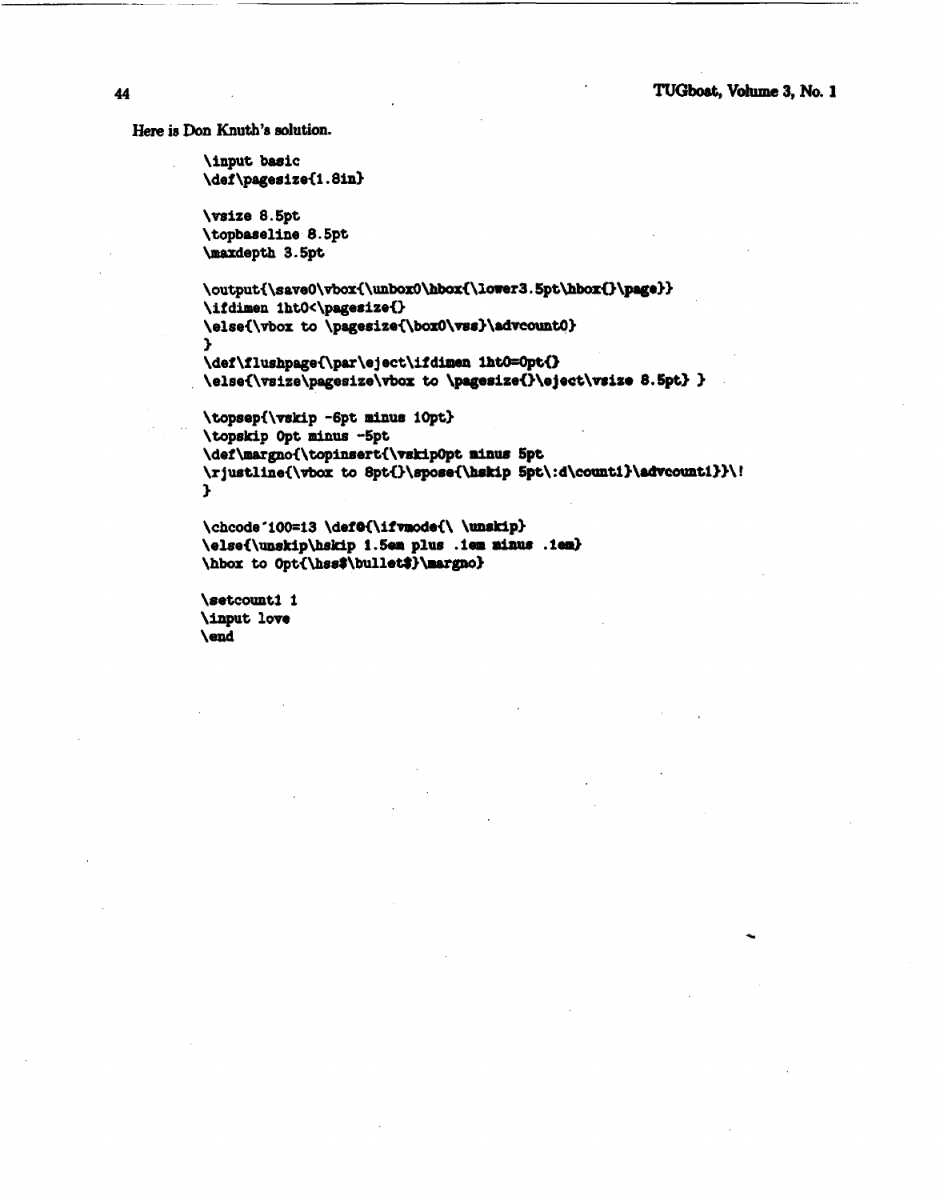Here is Don Knuth's solution.

```
\input basic
\def\pagesize{1.8in}

\vsize 8.5pt
\topbaseline 8.5pt
\maxdepth 3.5pt

\output{\save0\vbox{\unbox0\hbox{\lower3.5pt\hbox{}\page}}
\ifdimen 1ht0<\pagesize{}
\else{\vbox to \pagesize{\box0\vss}\advcount0}
}
\def\flushpage{\par\eject\ifdimen 1ht0=0pt{}
\else{\vsize\pagesize\vbox to \pagesize{}\eject\vsize 8.5pt} }

\topsep{\vskip -6pt minus 10pt}
\topskip 0pt minus -5pt
\def\margno{\topinsert{\vskip0pt minus 5pt
\rjustline{\vbox to 8pt{}\spose{\hskip 5pt\:d\count1}\advcount1}}\!
}

\chcode'100=13 \def@{\ifvmode{\ \unskip}
\else{\unskip\hskip 1.5em plus .1em minus .1em}
\hbox to 0pt{\hss$\bullet$}\margno}

\setcount1 1
\input love
\end
```